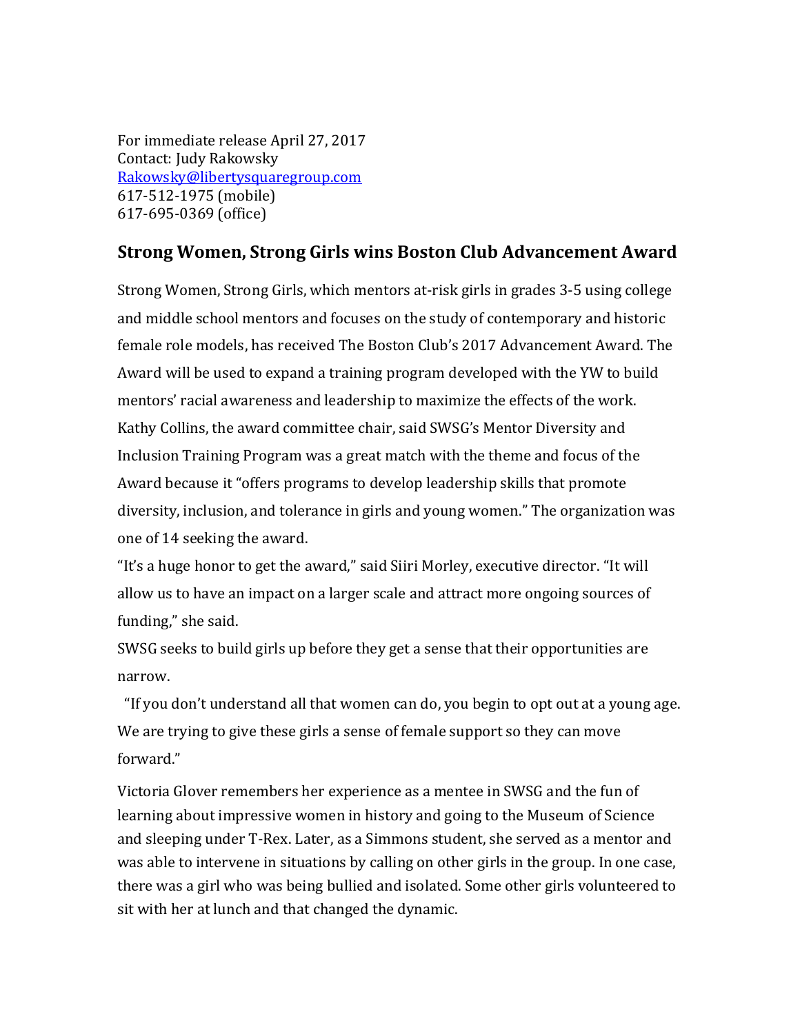For immediate release April 27, 2017
Contact: Judy Rakowsky
Rakowsky@libertysquaregroup.com
617-512-1975 (mobile)
617-695-0369 (office)

## Strong Women, Strong Girls wins Boston Club Advancement Award

Strong Women, Strong Girls, which mentors at-risk girls in grades 3-5 using college and middle school mentors and focuses on the study of contemporary and historic female role models, has received The Boston Club's 2017 Advancement Award. The Award will be used to expand a training program developed with the YW to build mentors' racial awareness and leadership to maximize the effects of the work. Kathy Collins, the award committee chair, said SWSG's Mentor Diversity and Inclusion Training Program was a great match with the theme and focus of the Award because it "offers programs to develop leadership skills that promote diversity, inclusion, and tolerance in girls and young women." The organization was one of 14 seeking the award.

"It's a huge honor to get the award," said Siiri Morley, executive director. "It will allow us to have an impact on a larger scale and attract more ongoing sources of funding," she said.

SWSG seeks to build girls up before they get a sense that their opportunities are narrow.

"If you don't understand all that women can do, you begin to opt out at a young age. We are trying to give these girls a sense of female support so they can move forward."

Victoria Glover remembers her experience as a mentee in SWSG and the fun of learning about impressive women in history and going to the Museum of Science and sleeping under T-Rex. Later, as a Simmons student, she served as a mentor and was able to intervene in situations by calling on other girls in the group. In one case, there was a girl who was being bullied and isolated. Some other girls volunteered to sit with her at lunch and that changed the dynamic.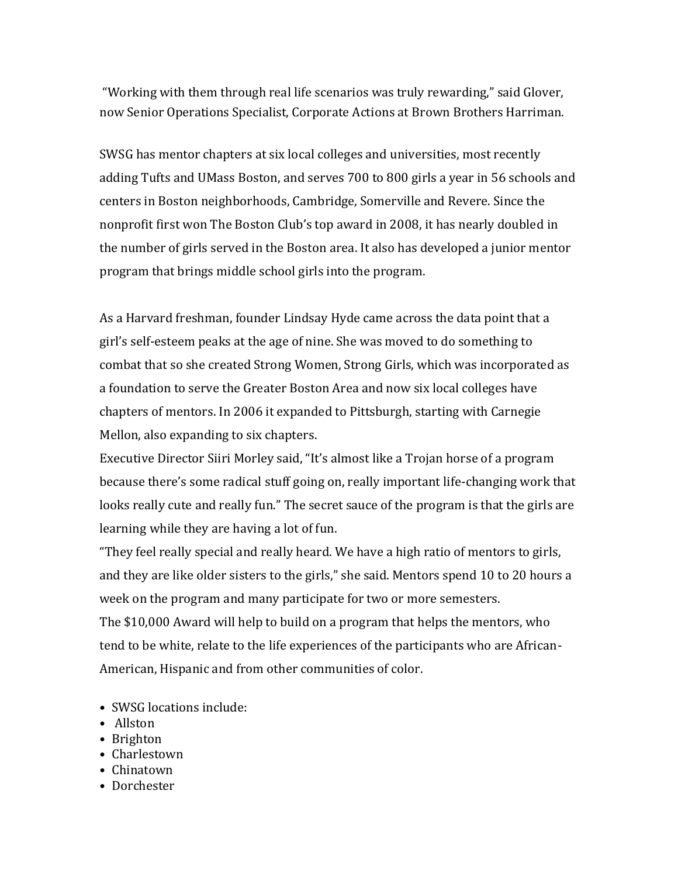"Working with them through real life scenarios was truly rewarding," said Glover, now Senior Operations Specialist, Corporate Actions at Brown Brothers Harriman.

SWSG has mentor chapters at six local colleges and universities, most recently adding Tufts and UMass Boston, and serves 700 to 800 girls a year in 56 schools and centers in Boston neighborhoods, Cambridge, Somerville and Revere. Since the nonprofit first won The Boston Club's top award in 2008, it has nearly doubled in the number of girls served in the Boston area. It also has developed a junior mentor program that brings middle school girls into the program.

As a Harvard freshman, founder Lindsay Hyde came across the data point that a girl's self-esteem peaks at the age of nine. She was moved to do something to combat that so she created Strong Women, Strong Girls, which was incorporated as a foundation to serve the Greater Boston Area and now six local colleges have chapters of mentors. In 2006 it expanded to Pittsburgh, starting with Carnegie Mellon, also expanding to six chapters.

Executive Director Siiri Morley said, "It's almost like a Trojan horse of a program because there's some radical stuff going on, really important life-changing work that looks really cute and really fun." The secret sauce of the program is that the girls are learning while they are having a lot of fun.

"They feel really special and really heard. We have a high ratio of mentors to girls, and they are like older sisters to the girls," she said. Mentors spend 10 to 20 hours a week on the program and many participate for two or more semesters.

The $10,000 Award will help to build on a program that helps the mentors, who tend to be white, relate to the life experiences of the participants who are African-American, Hispanic and from other communities of color.

- SWSG locations include:
- Allston
- Brighton
- Charlestown
- Chinatown
- Dorchester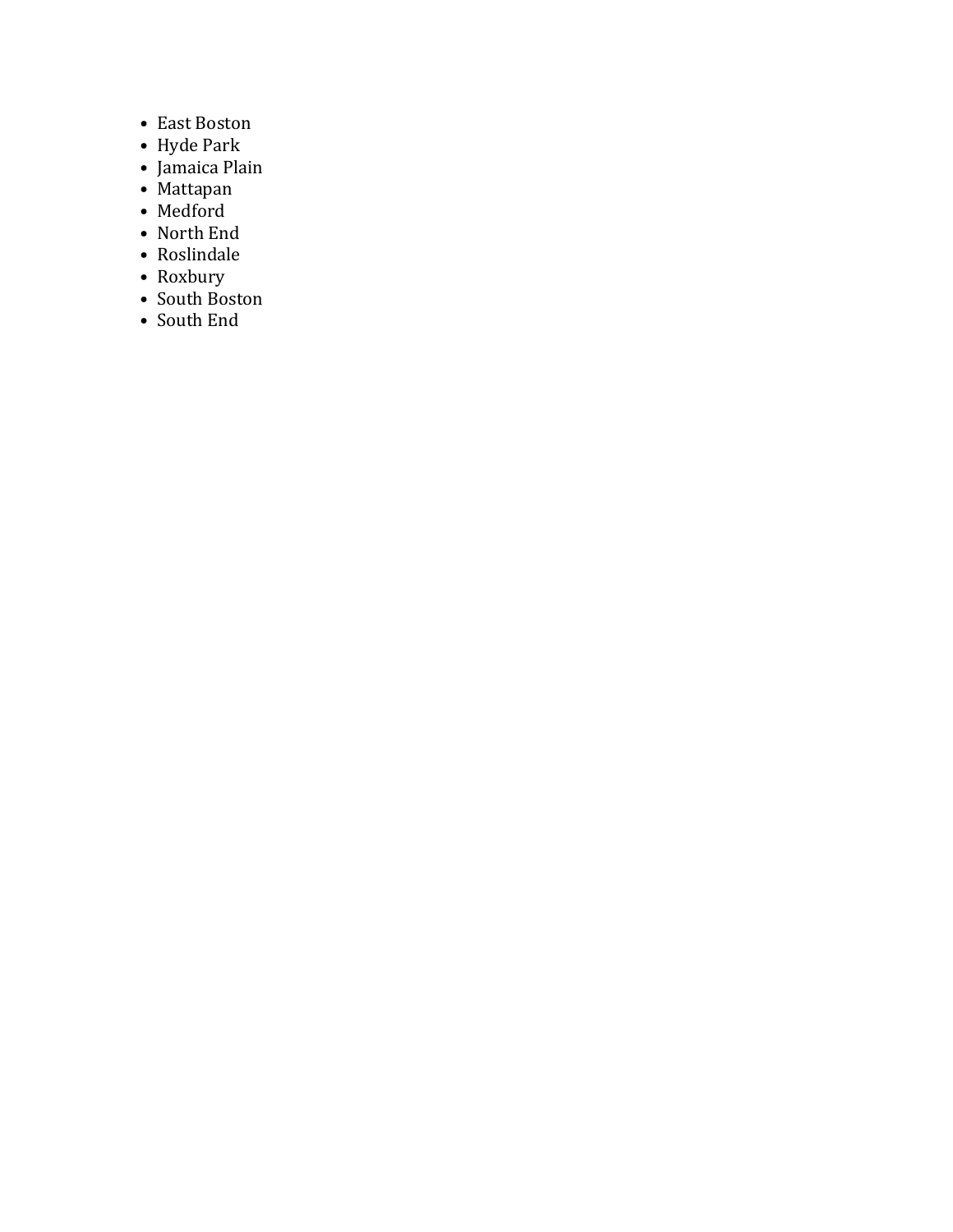- East Boston
- Hyde Park
- Jamaica Plain
- Mattapan
- Medford
- North End
- Roslindale
- Roxbury
- South Boston
- South End